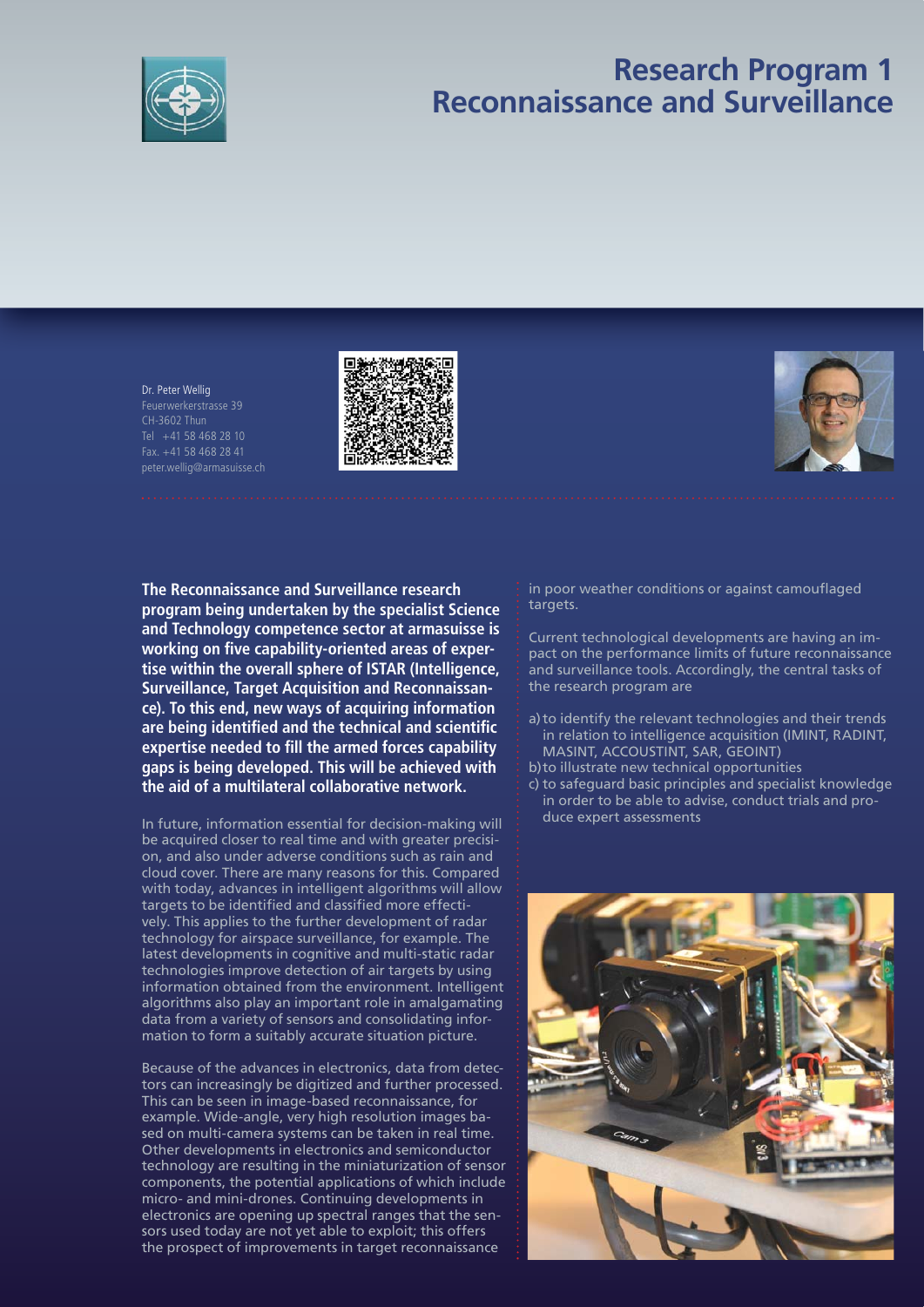# Research Program 1
# Reconnaissance and Surveillance

Dr. Peter Wellig
Feuerwerkerstrasse 39
CH-3602 Thun
Tel +41 58 468 28 10
Fax. +41 58 468 28 41
peter.wellig@armasuisse.ch

**The Reconnaissance and Surveillance research program being undertaken by the specialist Science and Technology competence sector at armasuisse is working on five capability-oriented areas of expertise within the overall sphere of ISTAR (Intelligence, Surveillance, Target Acquisition and Reconnaissance). To this end, new ways of acquiring information are being identified and the technical and scientific expertise needed to fill the armed forces capability gaps is being developed. This will be achieved with the aid of a multilateral collaborative network.**

In future, information essential for decision-making will be acquired closer to real time and with greater precision, and also under adverse conditions such as rain and cloud cover. There are many reasons for this. Compared with today, advances in intelligent algorithms will allow targets to be identified and classified more effectively. This applies to the further development of radar technology for airspace surveillance, for example. The latest developments in cognitive and multi-static radar technologies improve detection of air targets by using information obtained from the environment. Intelligent algorithms also play an important role in amalgamating data from a variety of sensors and consolidating information to form a suitably accurate situation picture.

Because of the advances in electronics, data from detectors can increasingly be digitized and further processed. This can be seen in image-based reconnaissance, for example. Wide-angle, very high resolution images based on multi-camera systems can be taken in real time. Other developments in electronics and semiconductor technology are resulting in the miniaturization of sensor components, the potential applications of which include micro- and mini-drones. Continuing developments in electronics are opening up spectral ranges that the sensors used today are not yet able to exploit; this offers the prospect of improvements in target reconnaissance in poor weather conditions or against camouflaged targets.

Current technological developments are having an impact on the performance limits of future reconnaissance and surveillance tools. Accordingly, the central tasks of the research program are

a) to identify the relevant technologies and their trends in relation to intelligence acquisition (IMINT, RADINT, MASINT, ACCOUSTINT, SAR, GEOINT)
b) to illustrate new technical opportunities
c) to safeguard basic principles and specialist knowledge in order to be able to advise, conduct trials and produce expert assessments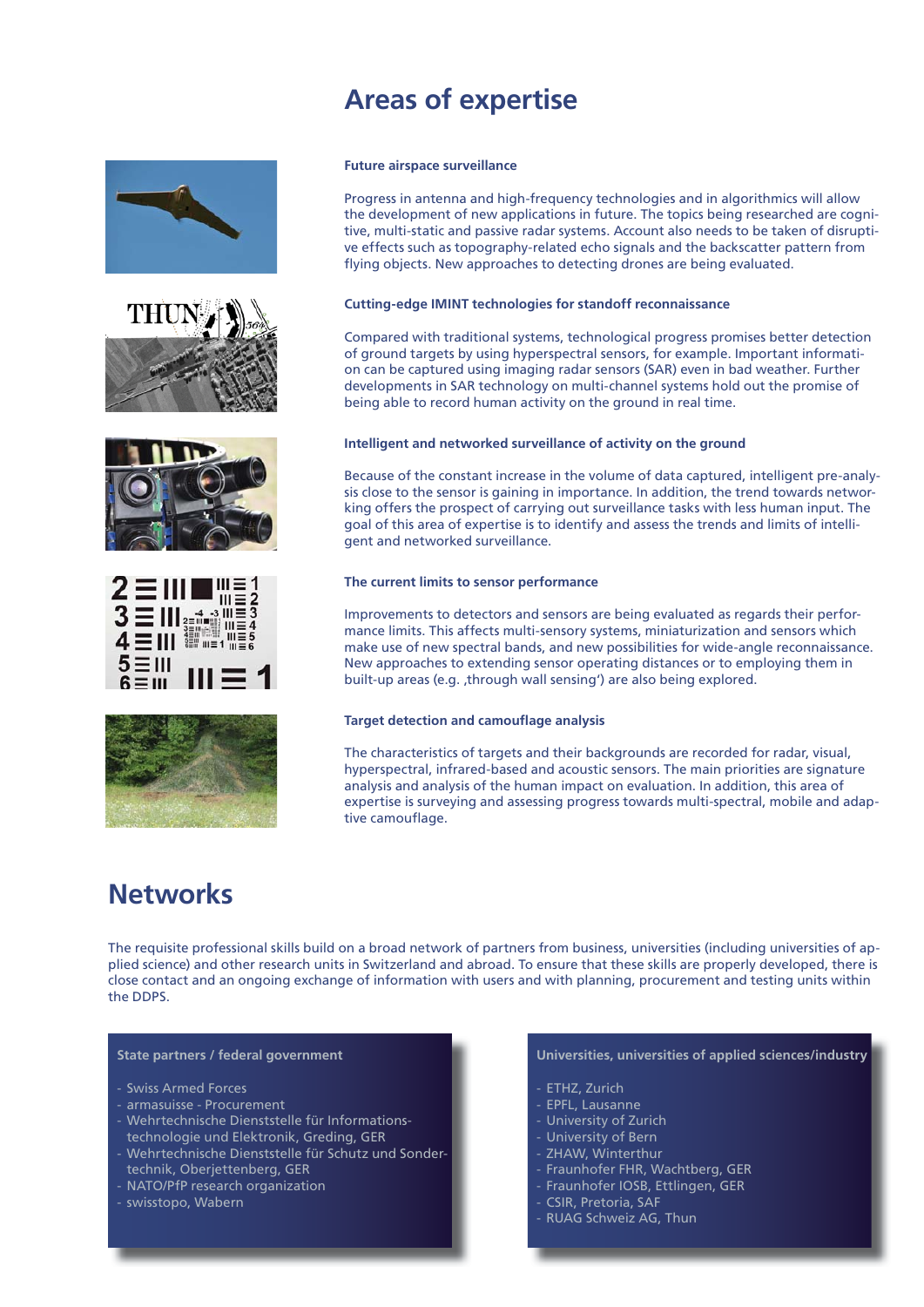# Areas of expertise

**Future airspace surveillance**

Progress in antenna and high-frequency technologies and in algorithmics will allow the development of new applications in future. The topics being researched are cognitive, multi-static and passive radar systems. Account also needs to be taken of disruptive effects such as topography-related echo signals and the backscatter pattern from flying objects. New approaches to detecting drones are being evaluated.

**Cutting-edge IMINT technologies for standoff reconnaissance**

Compared with traditional systems, technological progress promises better detection of ground targets by using hyperspectral sensors, for example. Important information can be captured using imaging radar sensors (SAR) even in bad weather. Further developments in SAR technology on multi-channel systems hold out the promise of being able to record human activity on the ground in real time.

**Intelligent and networked surveillance of activity on the ground**

Because of the constant increase in the volume of data captured, intelligent pre-analysis close to the sensor is gaining in importance. In addition, the trend towards networking offers the prospect of carrying out surveillance tasks with less human input. The goal of this area of expertise is to identify and assess the trends and limits of intelligent and networked surveillance.

**The current limits to sensor performance**

Improvements to detectors and sensors are being evaluated as regards their performance limits. This affects multi-sensory systems, miniaturization and sensors which make use of new spectral bands, and new possibilities for wide-angle reconnaissance. New approaches to extending sensor operating distances or to employing them in built-up areas (e.g. ‚through wall sensing') are also being explored.

**Target detection and camouflage analysis**

The characteristics of targets and their backgrounds are recorded for radar, visual, hyperspectral, infrared-based and acoustic sensors. The main priorities are signature analysis and analysis of the human impact on evaluation. In addition, this area of expertise is surveying and assessing progress towards multi-spectral, mobile and adaptive camouflage.

# Networks

The requisite professional skills build on a broad network of partners from business, universities (including universities of applied science) and other research units in Switzerland and abroad. To ensure that these skills are properly developed, there is close contact and an ongoing exchange of information with users and with planning, procurement and testing units within the DDPS.

**State partners / federal government**

- Swiss Armed Forces
- armasuisse - Procurement
- Wehrtechnische Dienststelle für Informationstechnologie und Elektronik, Greding, GER
- Wehrtechnische Dienststelle für Schutz und Sondertechnik, Oberjettenberg, GER
- NATO/PfP research organization
- swisstopo, Wabern

**Universities, universities of applied sciences/industry**

- ETHZ, Zurich
- EPFL, Lausanne
- University of Zurich
- University of Bern
- ZHAW, Winterthur
- Fraunhofer FHR, Wachtberg, GER
- Fraunhofer IOSB, Ettlingen, GER
- CSIR, Pretoria, SAF
- RUAG Schweiz AG, Thun